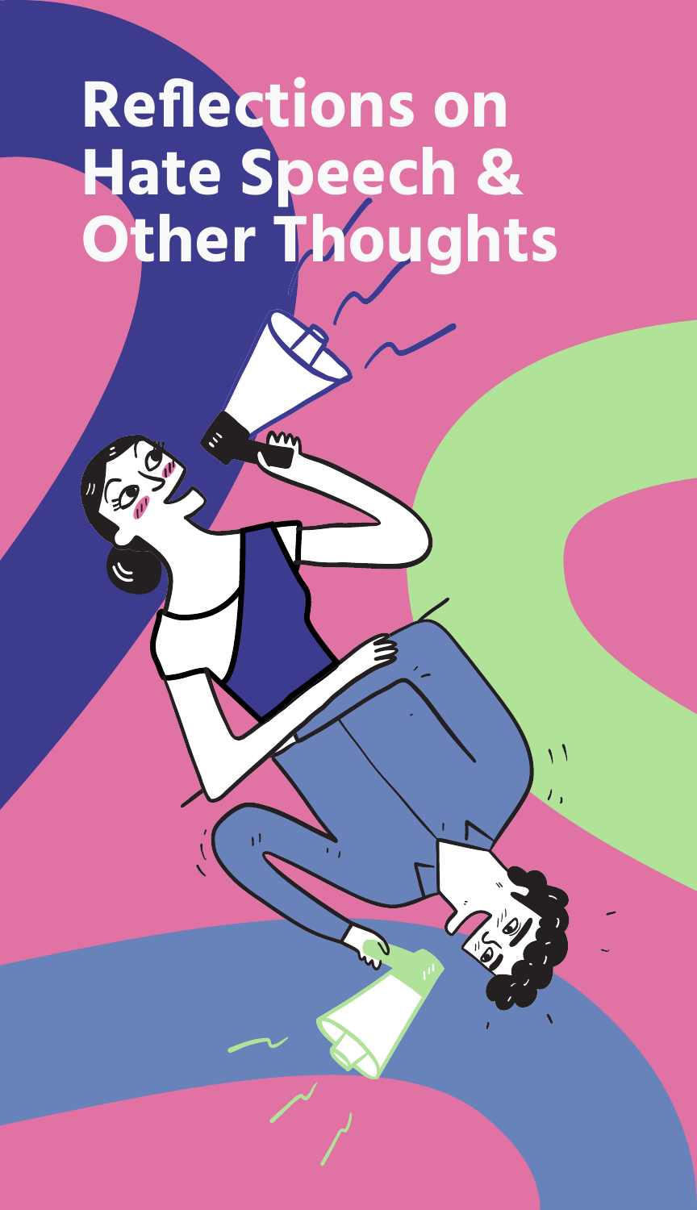# Reflections on Hate Speech & Other Thoughts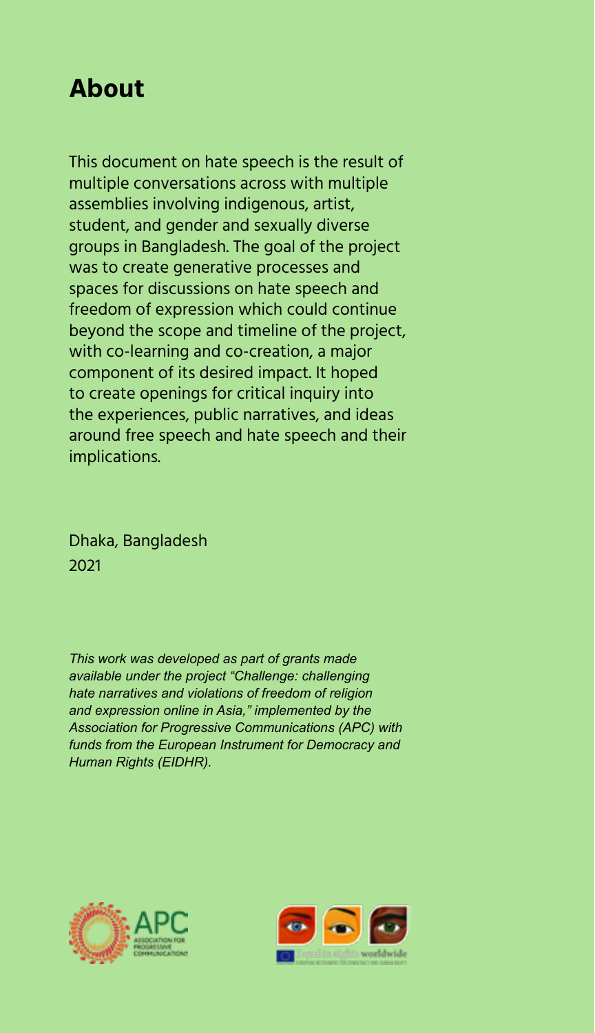# About

This document on hate speech is the result of multiple conversations across with multiple assemblies involving indigenous, artist, student, and gender and sexually diverse groups in Bangladesh. The goal of the project was to create generative processes and spaces for discussions on hate speech and freedom of expression which could continue beyond the scope and timeline of the project, with co-learning and co-creation, a major component of its desired impact. It hoped to create openings for critical inquiry into the experiences, public narratives, and ideas around free speech and hate speech and their implications.

Dhaka, Bangladesh
2021

*This work was developed as part of grants made available under the project "Challenge: challenging hate narratives and violations of freedom of religion and expression online in Asia," implemented by the Association for Progressive Communications (APC) with funds from the European Instrument for Democracy and Human Rights (EIDHR).*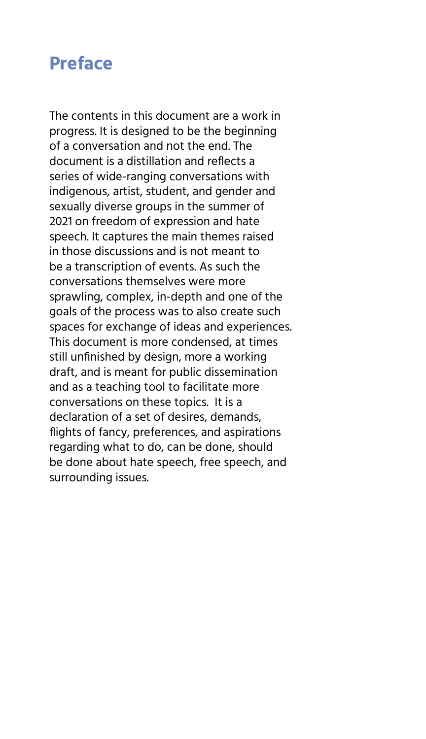# Preface

The contents in this document are a work in progress. It is designed to be the beginning of a conversation and not the end. The document is a distillation and reflects a series of wide-ranging conversations with indigenous, artist, student, and gender and sexually diverse groups in the summer of 2021 on freedom of expression and hate speech. It captures the main themes raised in those discussions and is not meant to be a transcription of events. As such the conversations themselves were more sprawling, complex, in-depth and one of the goals of the process was to also create such spaces for exchange of ideas and experiences. This document is more condensed, at times still unfinished by design, more a working draft, and is meant for public dissemination and as a teaching tool to facilitate more conversations on these topics. It is a declaration of a set of desires, demands, flights of fancy, preferences, and aspirations regarding what to do, can be done, should be done about hate speech, free speech, and surrounding issues.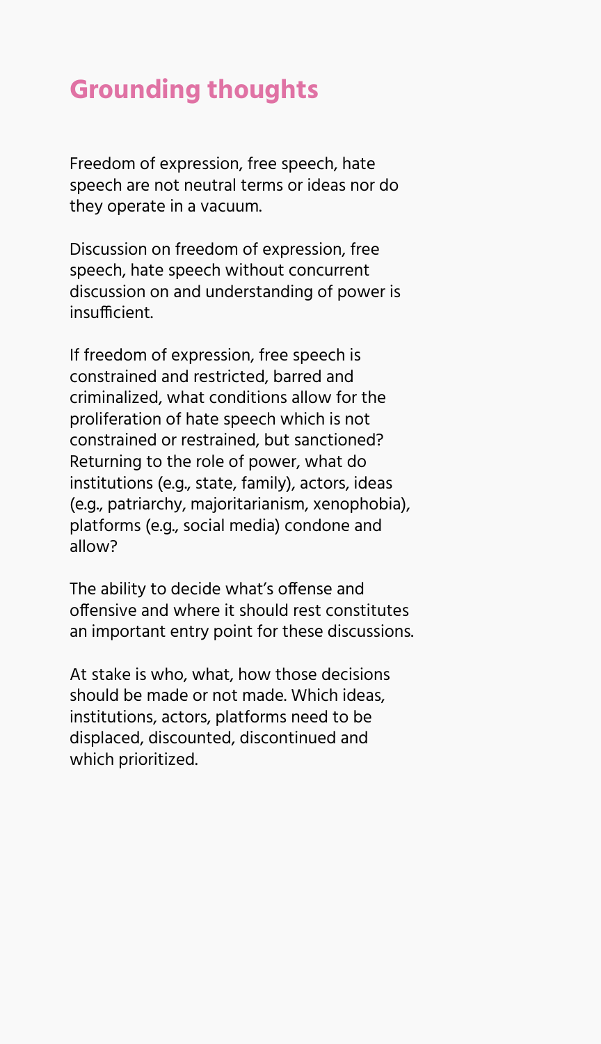## Grounding thoughts

Freedom of expression, free speech, hate speech are not neutral terms or ideas nor do they operate in a vacuum.

Discussion on freedom of expression, free speech, hate speech without concurrent discussion on and understanding of power is insufficient.

If freedom of expression, free speech is constrained and restricted, barred and criminalized, what conditions allow for the proliferation of hate speech which is not constrained or restrained, but sanctioned? Returning to the role of power, what do institutions (e.g., state, family), actors, ideas (e.g., patriarchy, majoritarianism, xenophobia), platforms (e.g., social media) condone and allow?

The ability to decide what's offense and offensive and where it should rest constitutes an important entry point for these discussions.

At stake is who, what, how those decisions should be made or not made. Which ideas, institutions, actors, platforms need to be displaced, discounted, discontinued and which prioritized.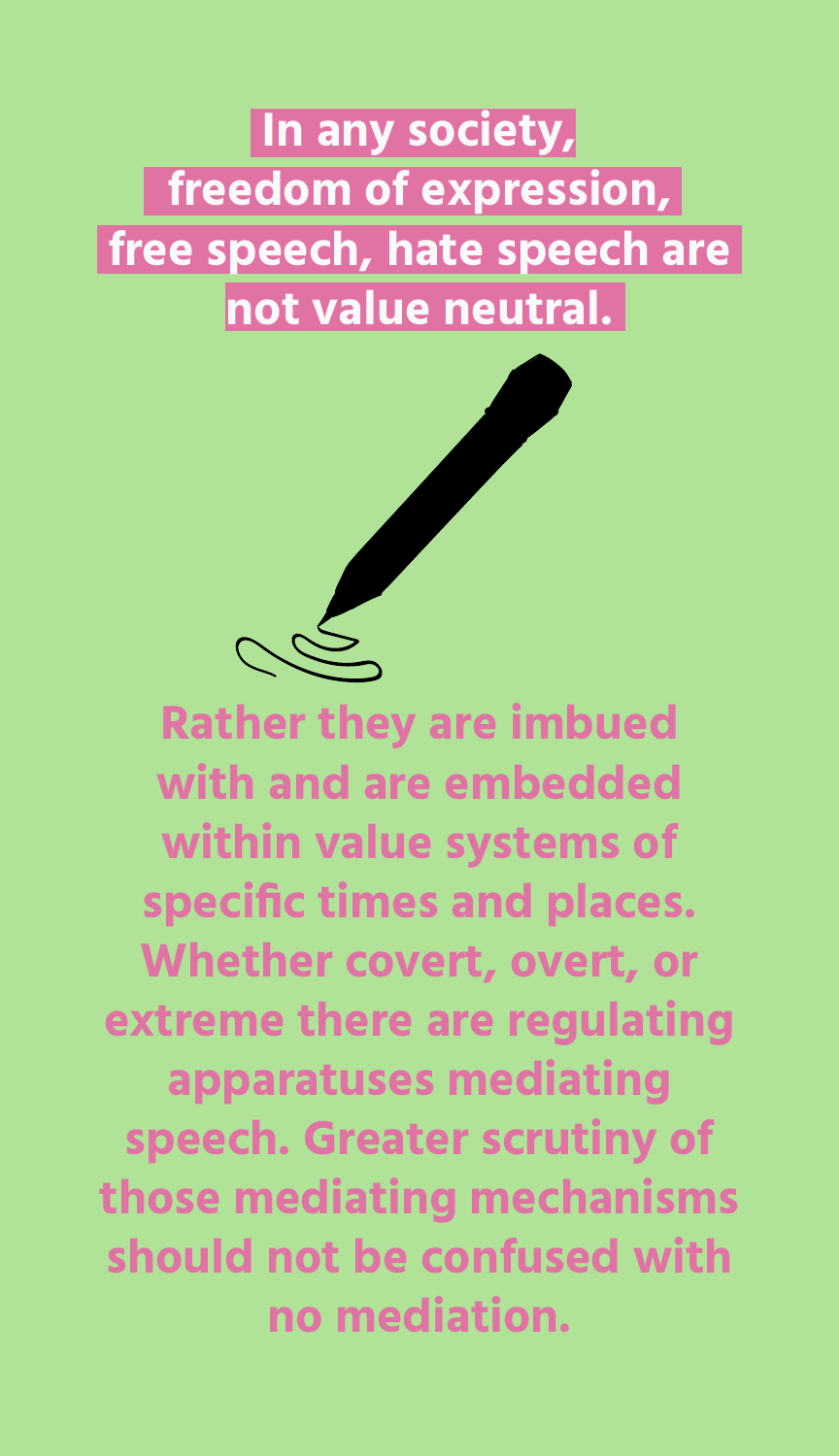**In any society, freedom of expression, free speech, hate speech are not value neutral.**

Rather they are imbued with and are embedded within value systems of specific times and places. Whether covert, overt, or extreme there are regulating apparatuses mediating speech. Greater scrutiny of those mediating mechanisms should not be confused with no mediation.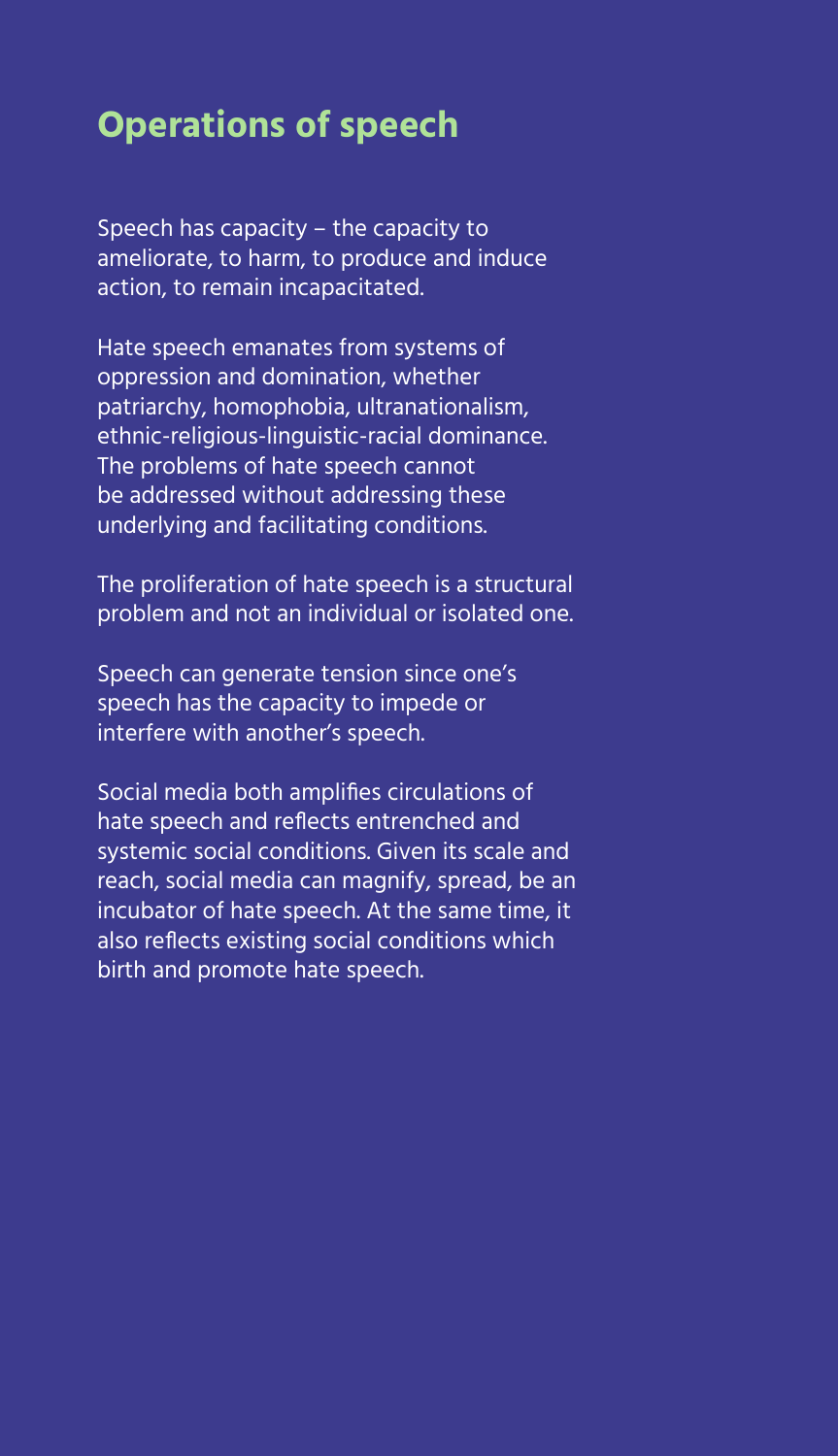## Operations of speech

Speech has capacity – the capacity to ameliorate, to harm, to produce and induce action, to remain incapacitated.

Hate speech emanates from systems of oppression and domination, whether patriarchy, homophobia, ultranationalism, ethnic-religious-linguistic-racial dominance. The problems of hate speech cannot be addressed without addressing these underlying and facilitating conditions.

The proliferation of hate speech is a structural problem and not an individual or isolated one.

Speech can generate tension since one's speech has the capacity to impede or interfere with another's speech.

Social media both amplifies circulations of hate speech and reflects entrenched and systemic social conditions. Given its scale and reach, social media can magnify, spread, be an incubator of hate speech. At the same time, it also reflects existing social conditions which birth and promote hate speech.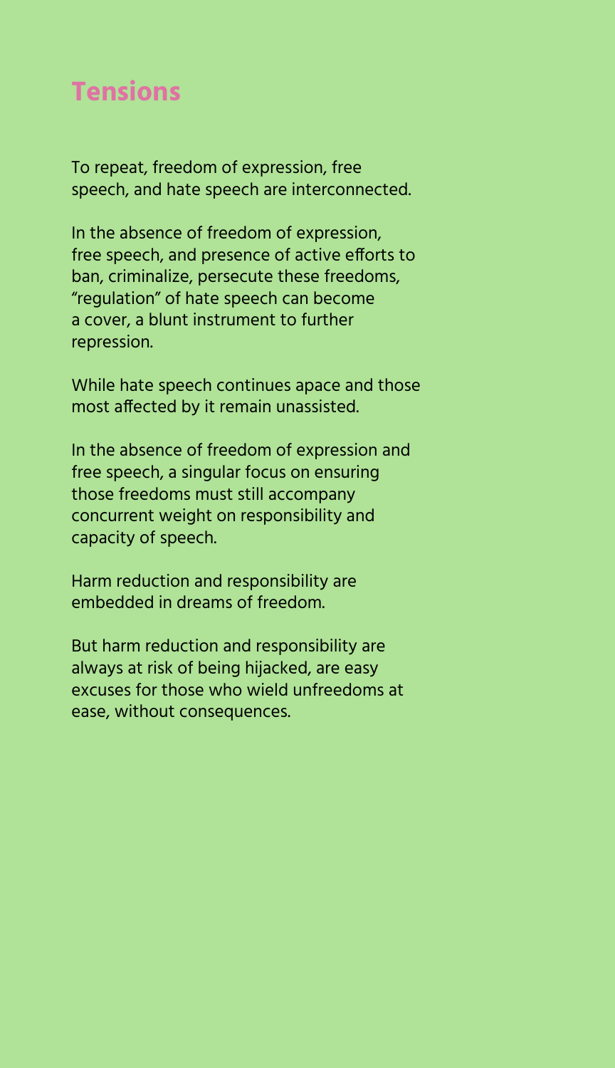# Tensions

To repeat, freedom of expression, free speech, and hate speech are interconnected.

In the absence of freedom of expression, free speech, and presence of active efforts to ban, criminalize, persecute these freedoms, "regulation" of hate speech can become a cover, a blunt instrument to further repression.

While hate speech continues apace and those most affected by it remain unassisted.

In the absence of freedom of expression and free speech, a singular focus on ensuring those freedoms must still accompany concurrent weight on responsibility and capacity of speech.

Harm reduction and responsibility are embedded in dreams of freedom.

But harm reduction and responsibility are always at risk of being hijacked, are easy excuses for those who wield unfreedoms at ease, without consequences.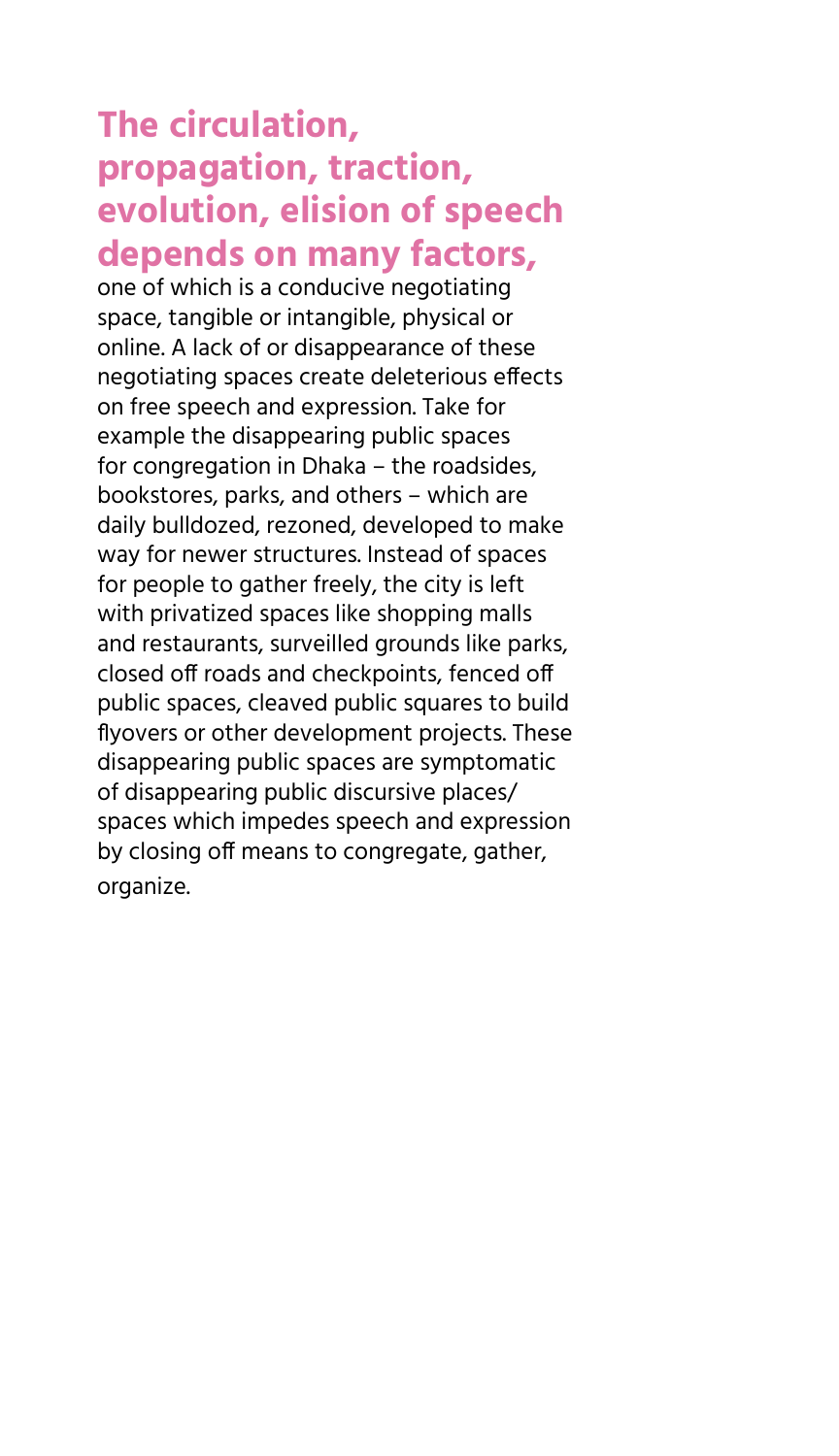**The circulation, propagation, traction, evolution, elision of speech depends on many factors,** one of which is a conducive negotiating space, tangible or intangible, physical or online. A lack of or disappearance of these negotiating spaces create deleterious effects on free speech and expression. Take for example the disappearing public spaces for congregation in Dhaka – the roadsides, bookstores, parks, and others – which are daily bulldozed, rezoned, developed to make way for newer structures. Instead of spaces for people to gather freely, the city is left with privatized spaces like shopping malls and restaurants, surveilled grounds like parks, closed off roads and checkpoints, fenced off public spaces, cleaved public squares to build flyovers or other development projects. These disappearing public spaces are symptomatic of disappearing public discursive places/ spaces which impedes speech and expression by closing off means to congregate, gather, organize.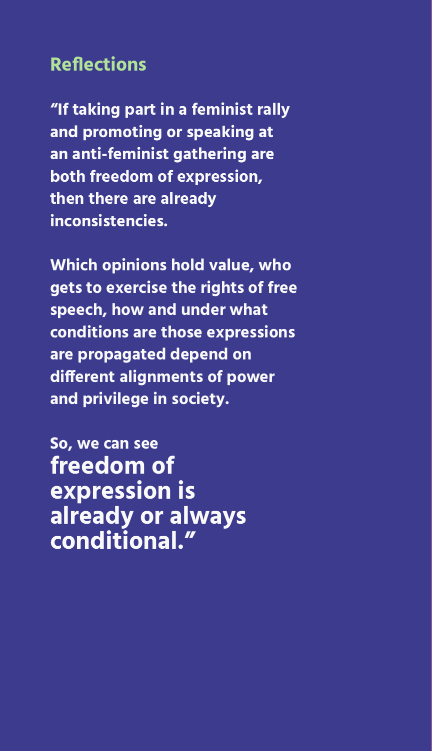## Reflections

**"If taking part in a feminist rally and promoting or speaking at an anti-feminist gathering are both freedom of expression, then there are already inconsistencies.**

**Which opinions hold value, who gets to exercise the rights of free speech, how and under what conditions are those expressions are propagated depend on different alignments of power and privilege in society.**

**So, we can see**
## freedom of expression is already or always conditional."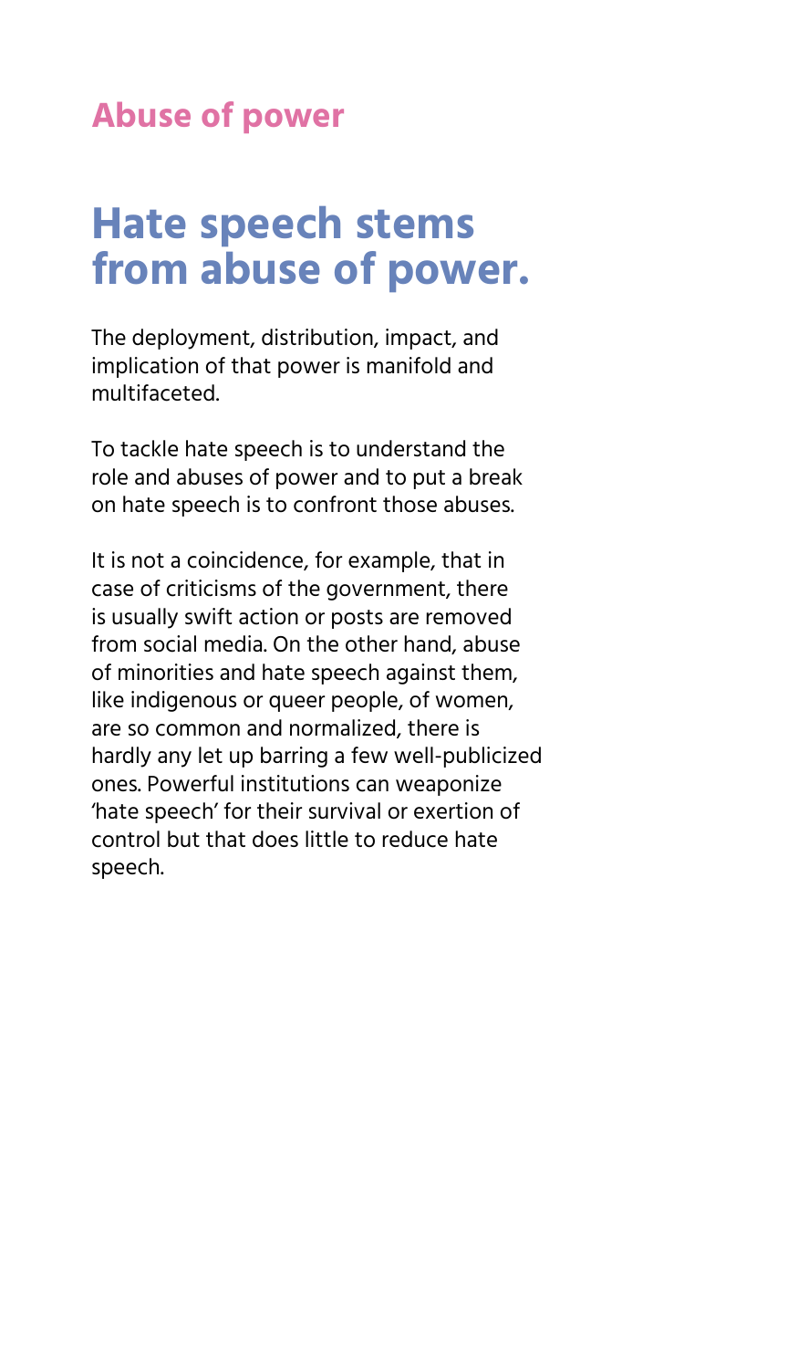## Abuse of power

# Hate speech stems from abuse of power.

The deployment, distribution, impact, and implication of that power is manifold and multifaceted.

To tackle hate speech is to understand the role and abuses of power and to put a break on hate speech is to confront those abuses.

It is not a coincidence, for example, that in case of criticisms of the government, there is usually swift action or posts are removed from social media. On the other hand, abuse of minorities and hate speech against them, like indigenous or queer people, of women, are so common and normalized, there is hardly any let up barring a few well-publicized ones. Powerful institutions can weaponize 'hate speech' for their survival or exertion of control but that does little to reduce hate speech.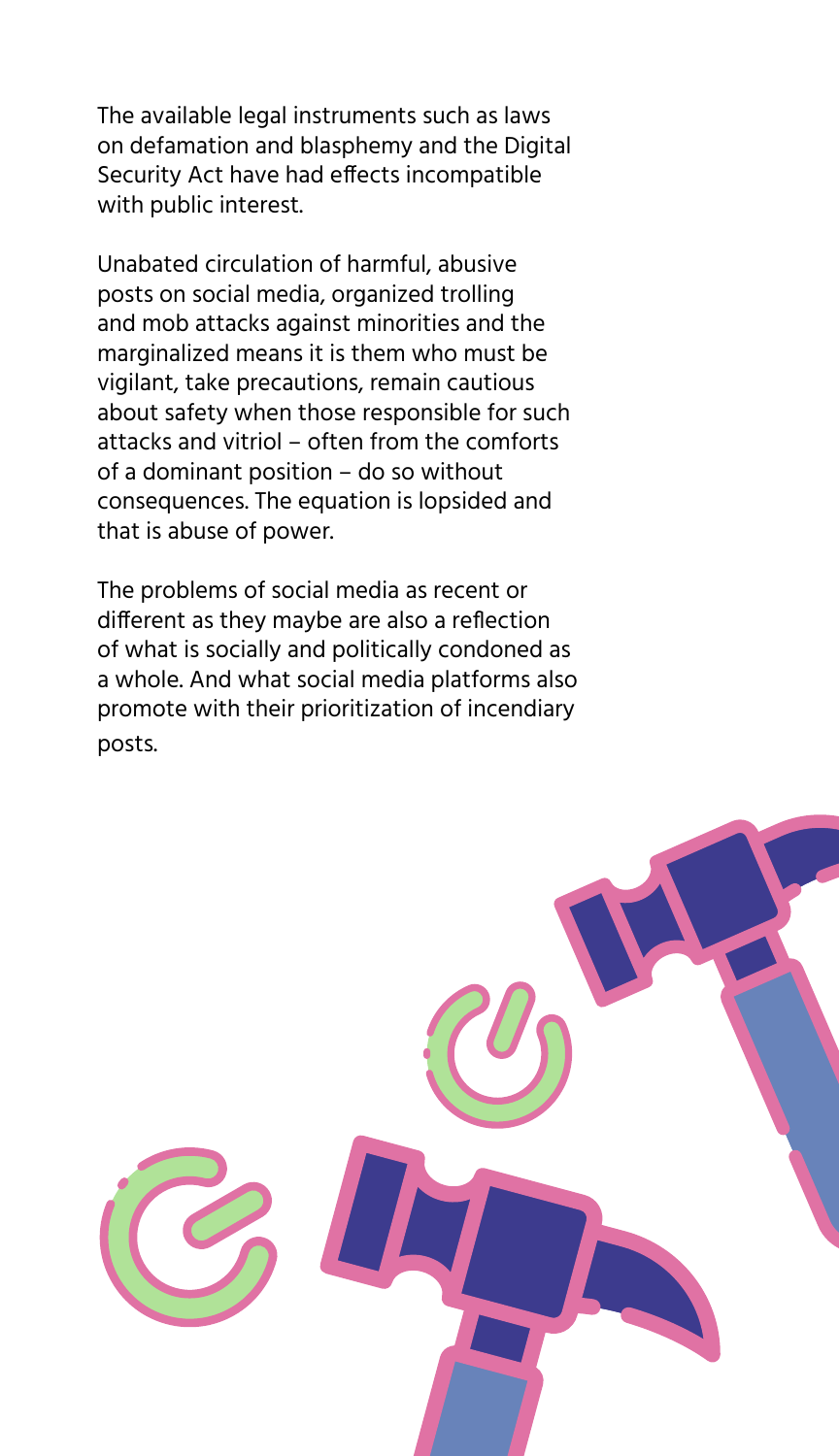The available legal instruments such as laws on defamation and blasphemy and the Digital Security Act have had effects incompatible with public interest.

Unabated circulation of harmful, abusive posts on social media, organized trolling and mob attacks against minorities and the marginalized means it is them who must be vigilant, take precautions, remain cautious about safety when those responsible for such attacks and vitriol – often from the comforts of a dominant position – do so without consequences. The equation is lopsided and that is abuse of power.

The problems of social media as recent or different as they maybe are also a reflection of what is socially and politically condoned as a whole. And what social media platforms also promote with their prioritization of incendiary posts.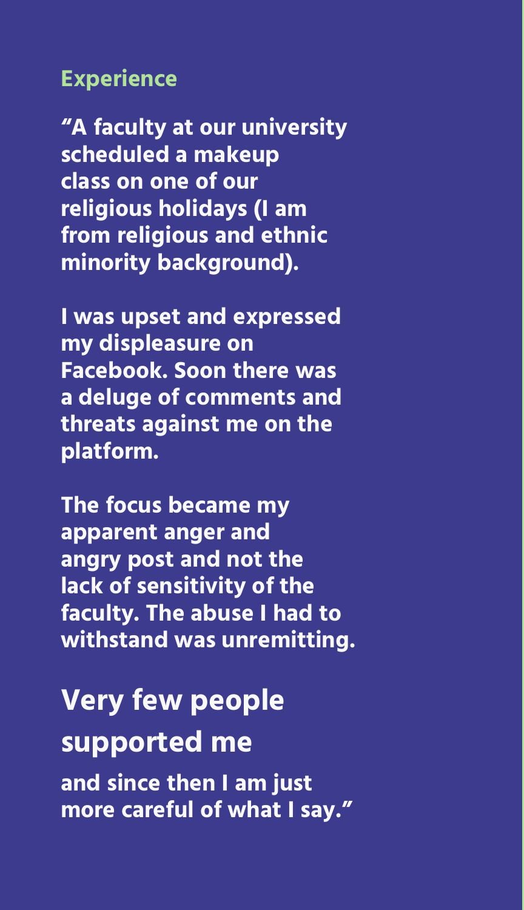## Experience

**"A faculty at our university scheduled a makeup class on one of our religious holidays (I am from religious and ethnic minority background).**

**I was upset and expressed my displeasure on Facebook. Soon there was a deluge of comments and threats against me on the platform.**

**The focus became my apparent anger and angry post and not the lack of sensitivity of the faculty. The abuse I had to withstand was unremitting.**

### Very few people supported me

**and since then I am just more careful of what I say."**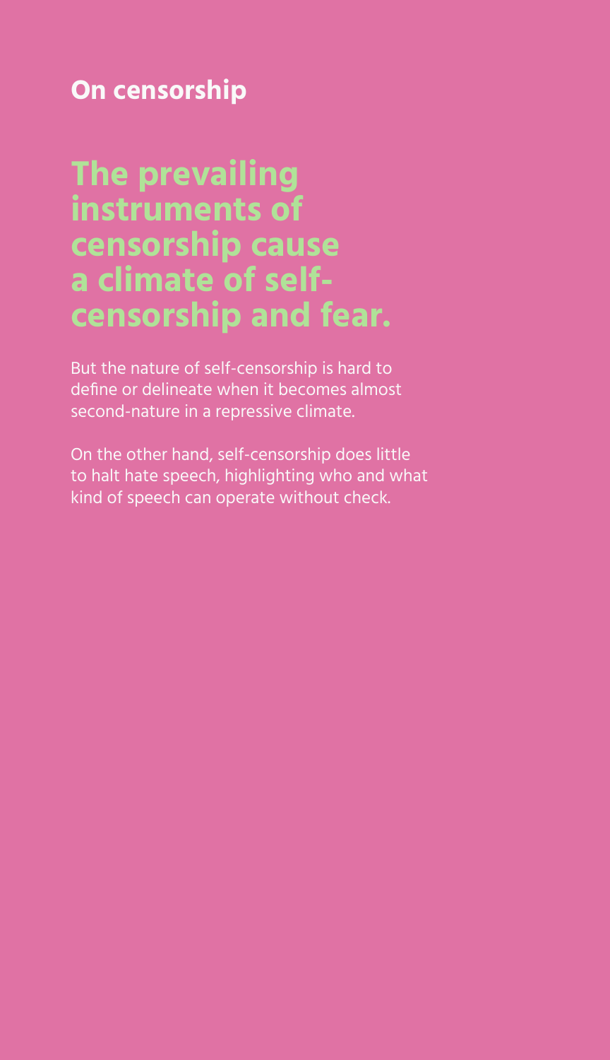## On censorship

# The prevailing instruments of censorship cause a climate of self-censorship and fear.

But the nature of self-censorship is hard to define or delineate when it becomes almost second-nature in a repressive climate.

On the other hand, self-censorship does little to halt hate speech, highlighting who and what kind of speech can operate without check.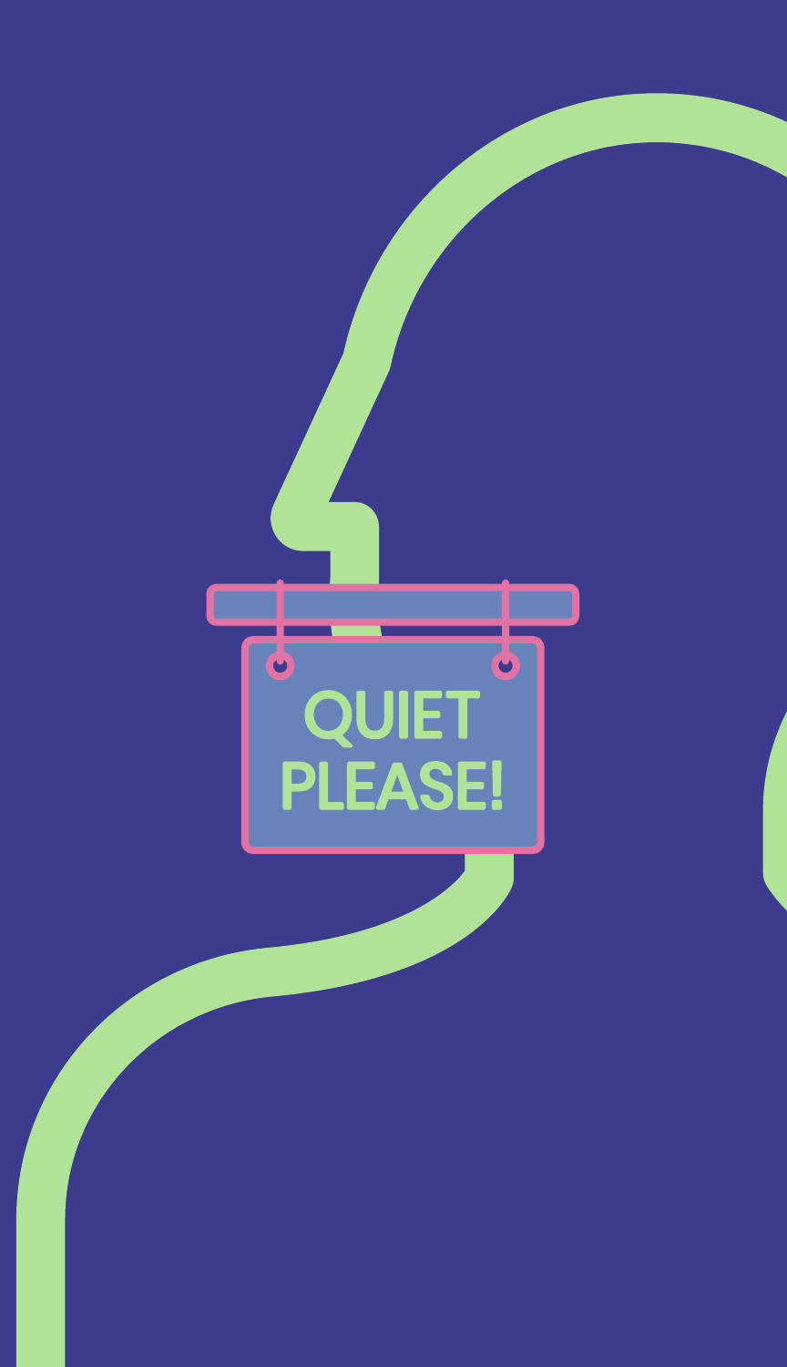QUIET PLEASE!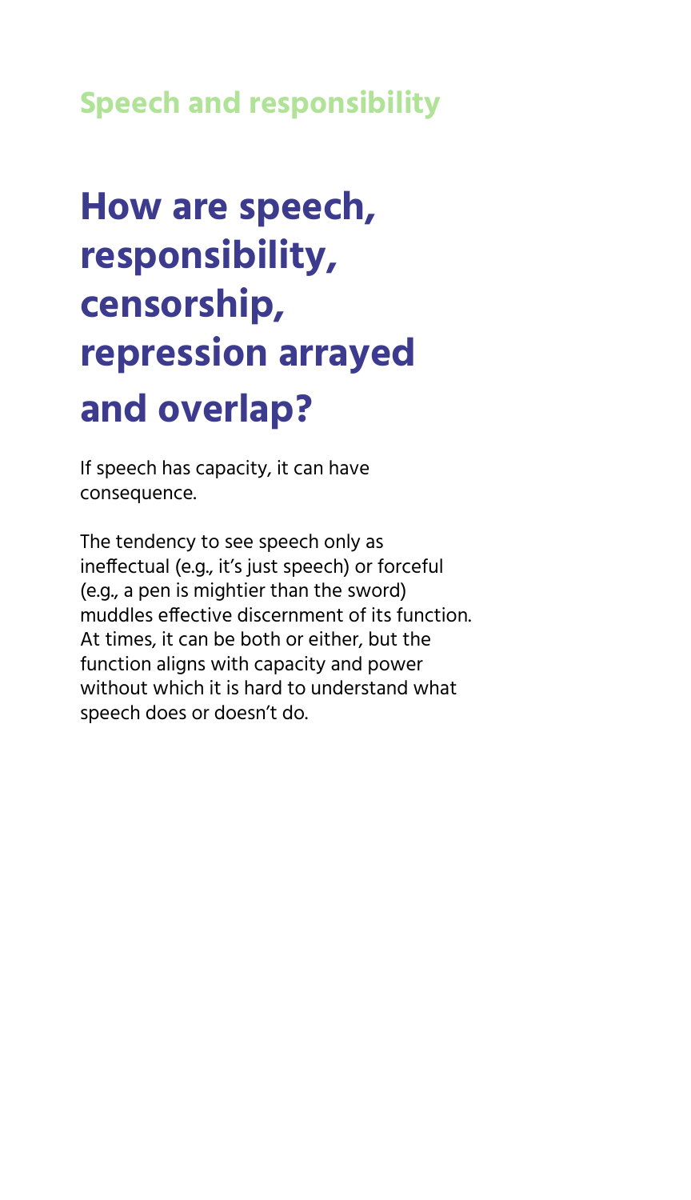## Speech and responsibility

# How are speech, responsibility, censorship, repression arrayed and overlap?

If speech has capacity, it can have consequence.

The tendency to see speech only as ineffectual (e.g., it's just speech) or forceful (e.g., a pen is mightier than the sword) muddles effective discernment of its function. At times, it can be both or either, but the function aligns with capacity and power without which it is hard to understand what speech does or doesn't do.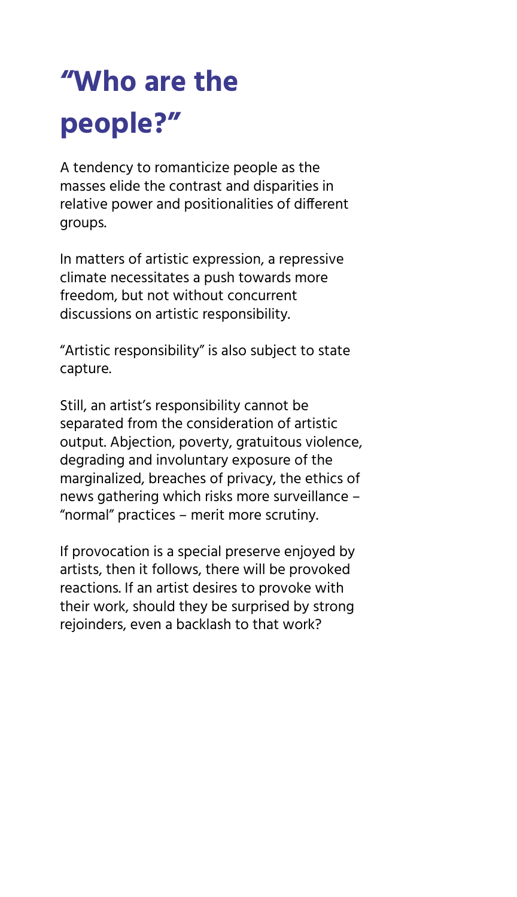# "Who are the people?"

A tendency to romanticize people as the masses elide the contrast and disparities in relative power and positionalities of different groups.

In matters of artistic expression, a repressive climate necessitates a push towards more freedom, but not without concurrent discussions on artistic responsibility.

"Artistic responsibility" is also subject to state capture.

Still, an artist's responsibility cannot be separated from the consideration of artistic output. Abjection, poverty, gratuitous violence, degrading and involuntary exposure of the marginalized, breaches of privacy, the ethics of news gathering which risks more surveillance – "normal" practices – merit more scrutiny.

If provocation is a special preserve enjoyed by artists, then it follows, there will be provoked reactions. If an artist desires to provoke with their work, should they be surprised by strong rejoinders, even a backlash to that work?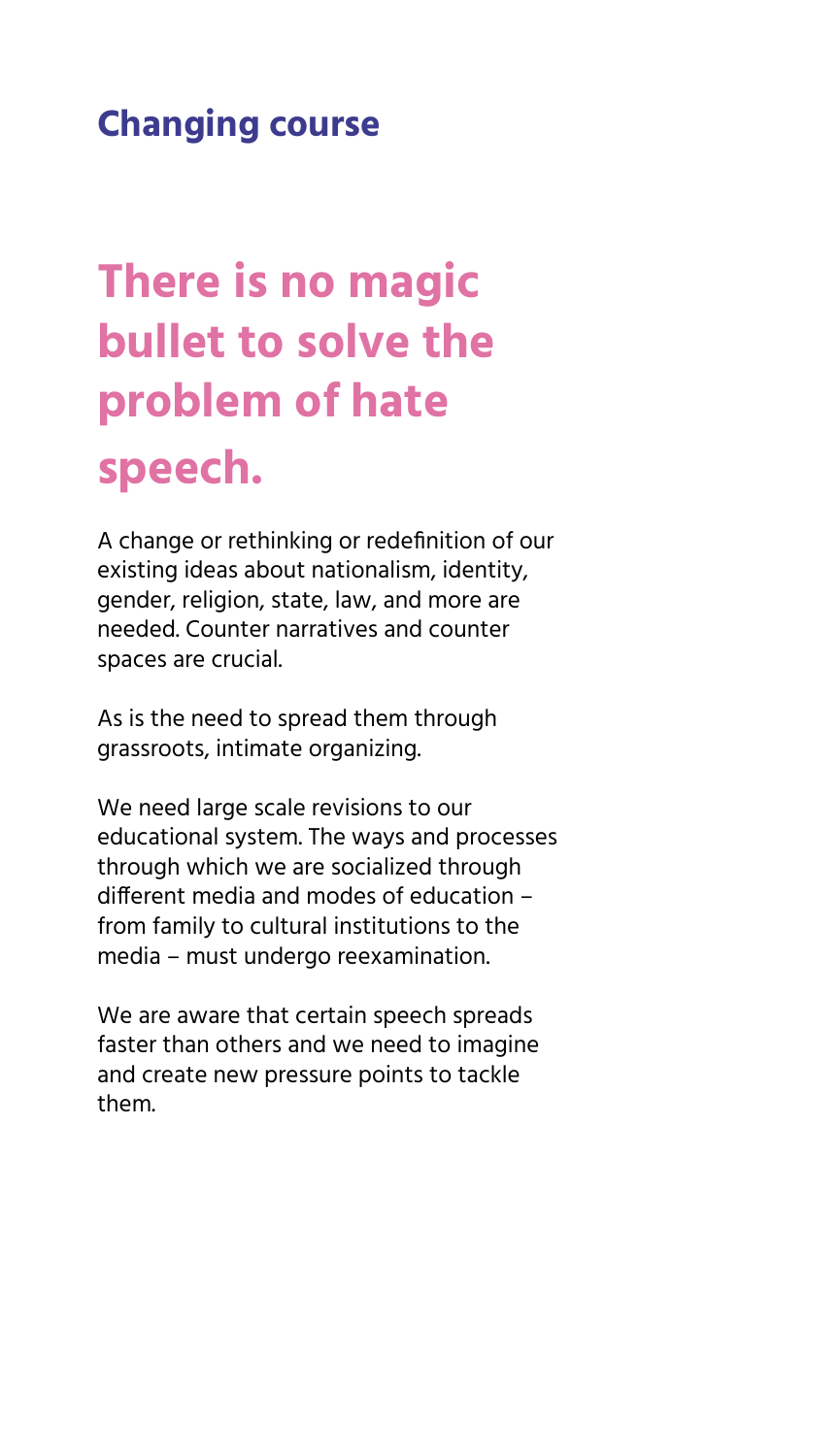## Changing course

# There is no magic bullet to solve the problem of hate speech.

A change or rethinking or redefinition of our existing ideas about nationalism, identity, gender, religion, state, law, and more are needed. Counter narratives and counter spaces are crucial.

As is the need to spread them through grassroots, intimate organizing.

We need large scale revisions to our educational system. The ways and processes through which we are socialized through different media and modes of education – from family to cultural institutions to the media – must undergo reexamination.

We are aware that certain speech spreads faster than others and we need to imagine and create new pressure points to tackle them.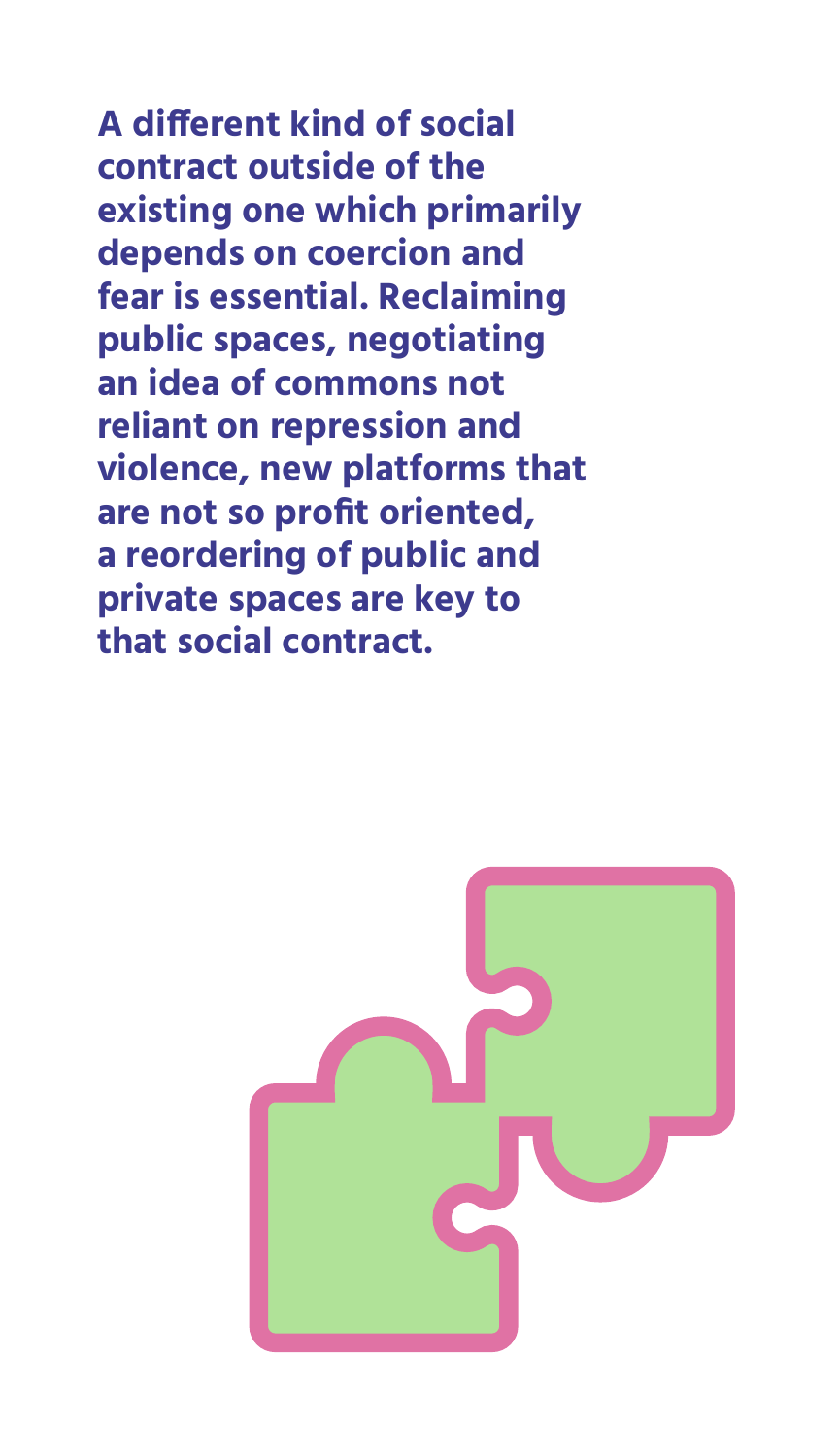**A different kind of social contract outside of the existing one which primarily depends on coercion and fear is essential. Reclaiming public spaces, negotiating an idea of commons not reliant on repression and violence, new platforms that are not so profit oriented, a reordering of public and private spaces are key to that social contract.**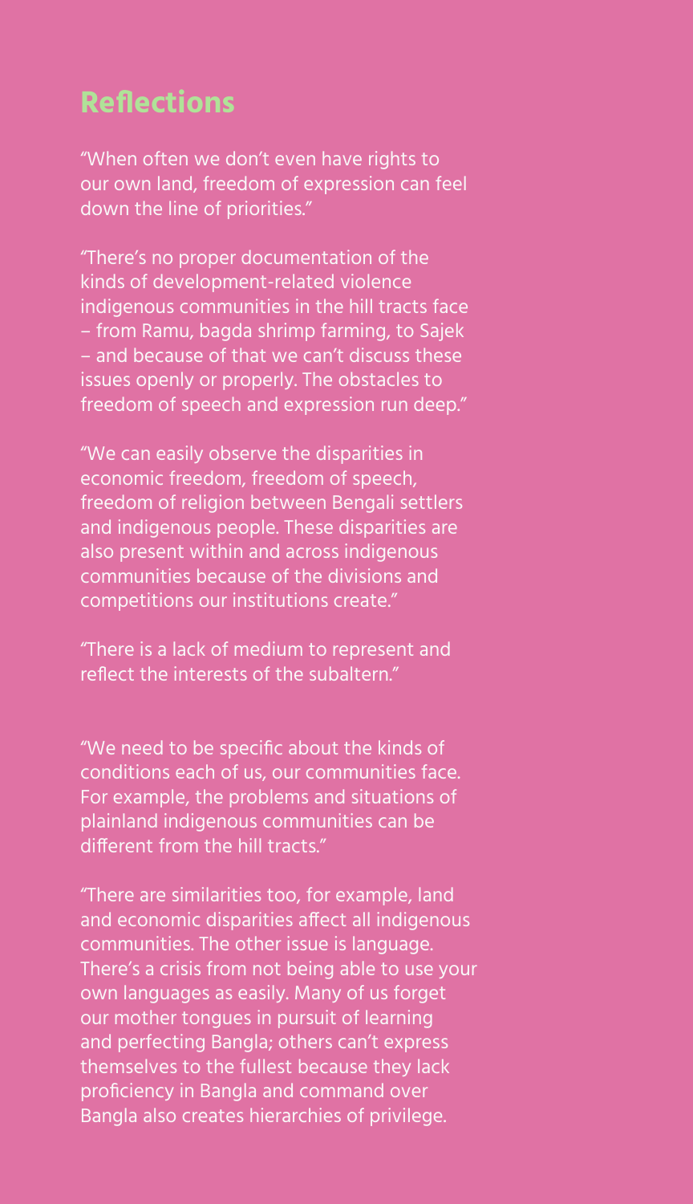## Reflections

"When often we don't even have rights to our own land, freedom of expression can feel down the line of priorities."

"There's no proper documentation of the kinds of development-related violence indigenous communities in the hill tracts face – from Ramu, bagda shrimp farming, to Sajek – and because of that we can't discuss these issues openly or properly. The obstacles to freedom of speech and expression run deep."

"We can easily observe the disparities in economic freedom, freedom of speech, freedom of religion between Bengali settlers and indigenous people. These disparities are also present within and across indigenous communities because of the divisions and competitions our institutions create."

"There is a lack of medium to represent and reflect the interests of the subaltern."

"We need to be specific about the kinds of conditions each of us, our communities face. For example, the problems and situations of plainland indigenous communities can be different from the hill tracts."

"There are similarities too, for example, land and economic disparities affect all indigenous communities. The other issue is language. There's a crisis from not being able to use your own languages as easily. Many of us forget our mother tongues in pursuit of learning and perfecting Bangla; others can't express themselves to the fullest because they lack proficiency in Bangla and command over Bangla also creates hierarchies of privilege.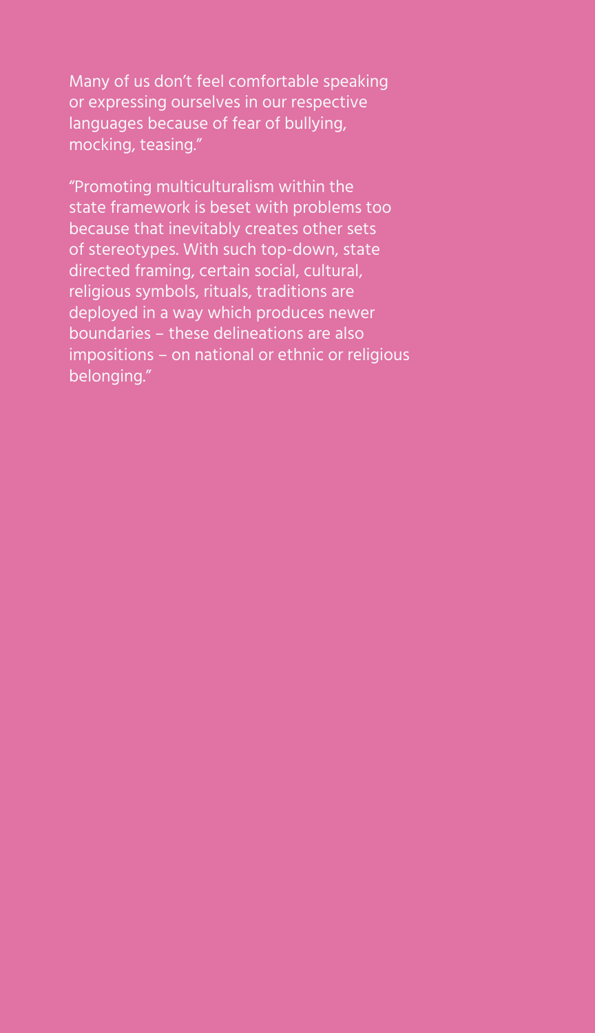Many of us don't feel comfortable speaking or expressing ourselves in our respective languages because of fear of bullying, mocking, teasing."

"Promoting multiculturalism within the state framework is beset with problems too because that inevitably creates other sets of stereotypes. With such top-down, state directed framing, certain social, cultural, religious symbols, rituals, traditions are deployed in a way which produces newer boundaries – these delineations are also impositions – on national or ethnic or religious belonging."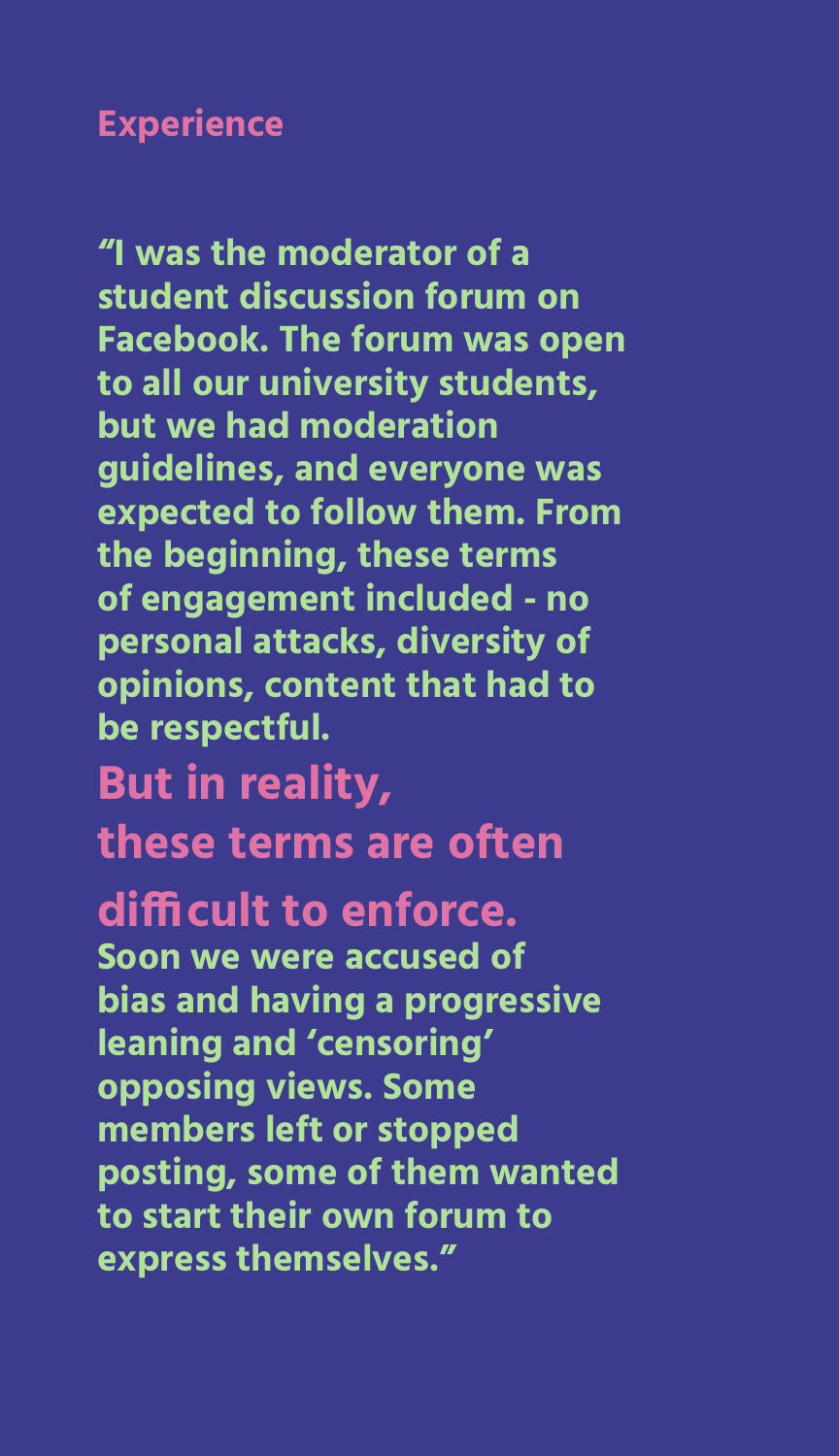## Experience

**"I was the moderator of a student discussion forum on Facebook. The forum was open to all our university students, but we had moderation guidelines, and everyone was expected to follow them. From the beginning, these terms of engagement included - no personal attacks, diversity of opinions, content that had to be respectful.**

### But in reality, these terms are often difficult to enforce.

**Soon we were accused of bias and having a progressive leaning and 'censoring' opposing views. Some members left or stopped posting, some of them wanted to start their own forum to express themselves."**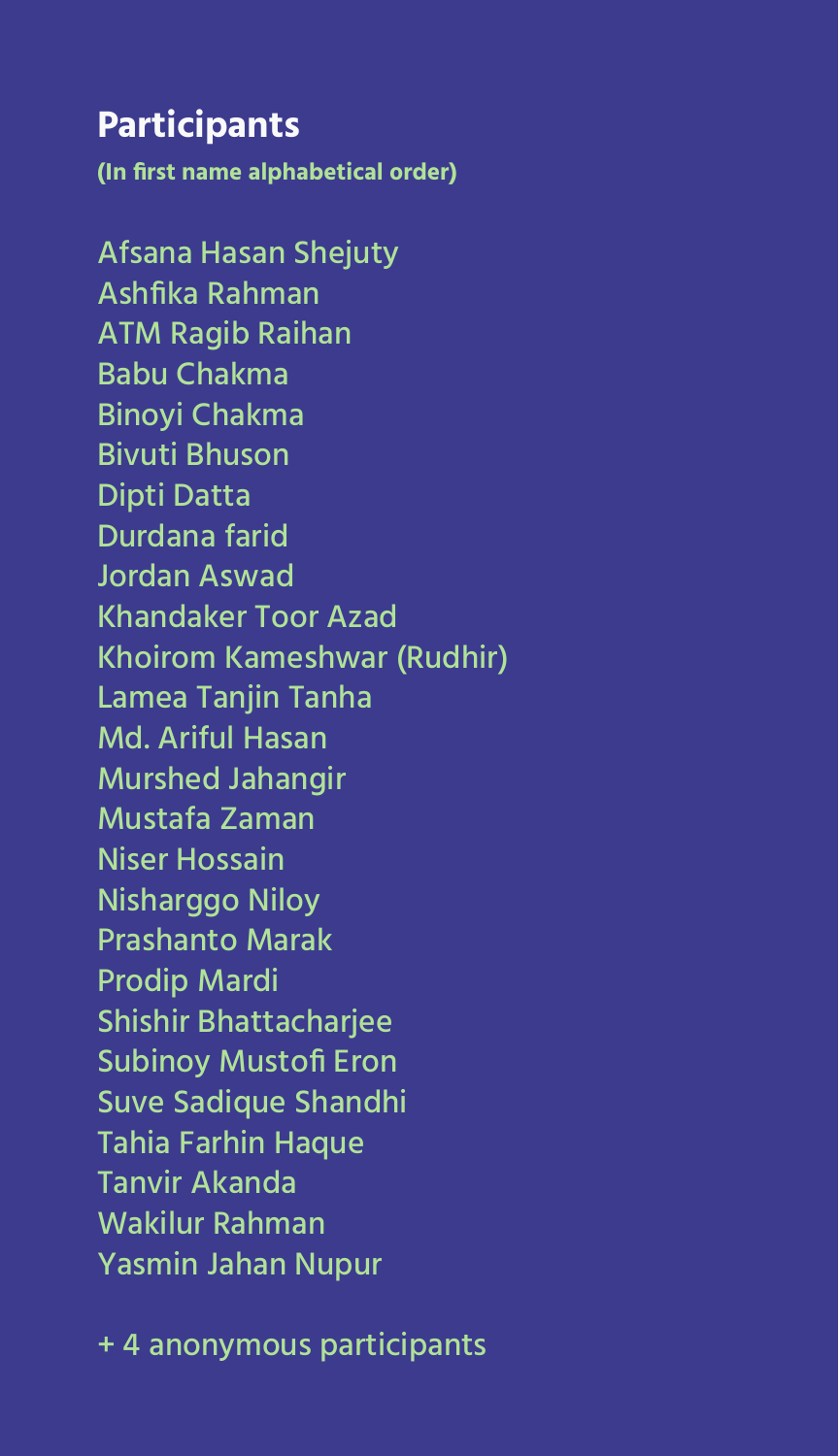## Participants

**(In first name alphabetical order)**

Afsana Hasan Shejuty
Ashfika Rahman
ATM Ragib Raihan
Babu Chakma
Binoyi Chakma
Bivuti Bhuson
Dipti Datta
Durdana farid
Jordan Aswad
Khandaker Toor Azad
Khoirom Kameshwar (Rudhir)
Lamea Tanjin Tanha
Md. Ariful Hasan
Murshed Jahangir
Mustafa Zaman
Niser Hossain
Nisharggo Niloy
Prashanto Marak
Prodip Mardi
Shishir Bhattacharjee
Subinoy Mustofi Eron
Suve Sadique Shandhi
Tahia Farhin Haque
Tanvir Akanda
Wakilur Rahman
Yasmin Jahan Nupur

+ 4 anonymous participants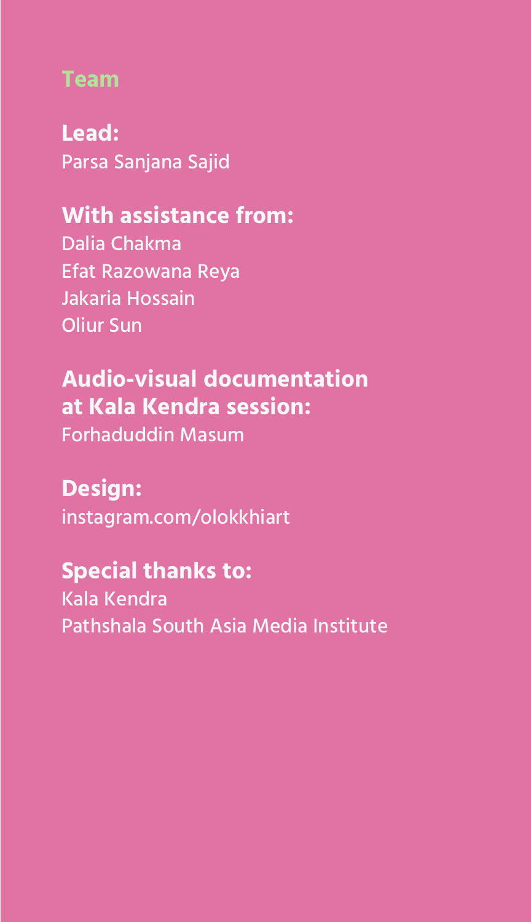## Team

**Lead:**
Parsa Sanjana Sajid

**With assistance from:**
Dalia Chakma
Efat Razowana Reya
Jakaria Hossain
Oliur Sun

**Audio-visual documentation at Kala Kendra session:**
Forhaduddin Masum

**Design:**
instagram.com/olokkhiart

**Special thanks to:**
Kala Kendra
Pathshala South Asia Media Institute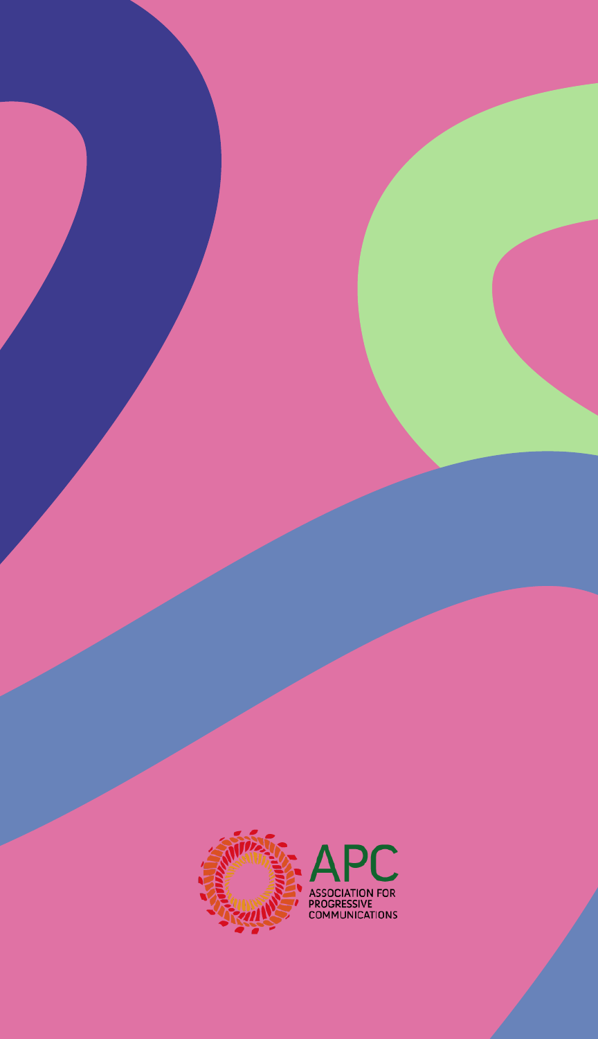APC

ASSOCIATION FOR PROGRESSIVE COMMUNICATIONS